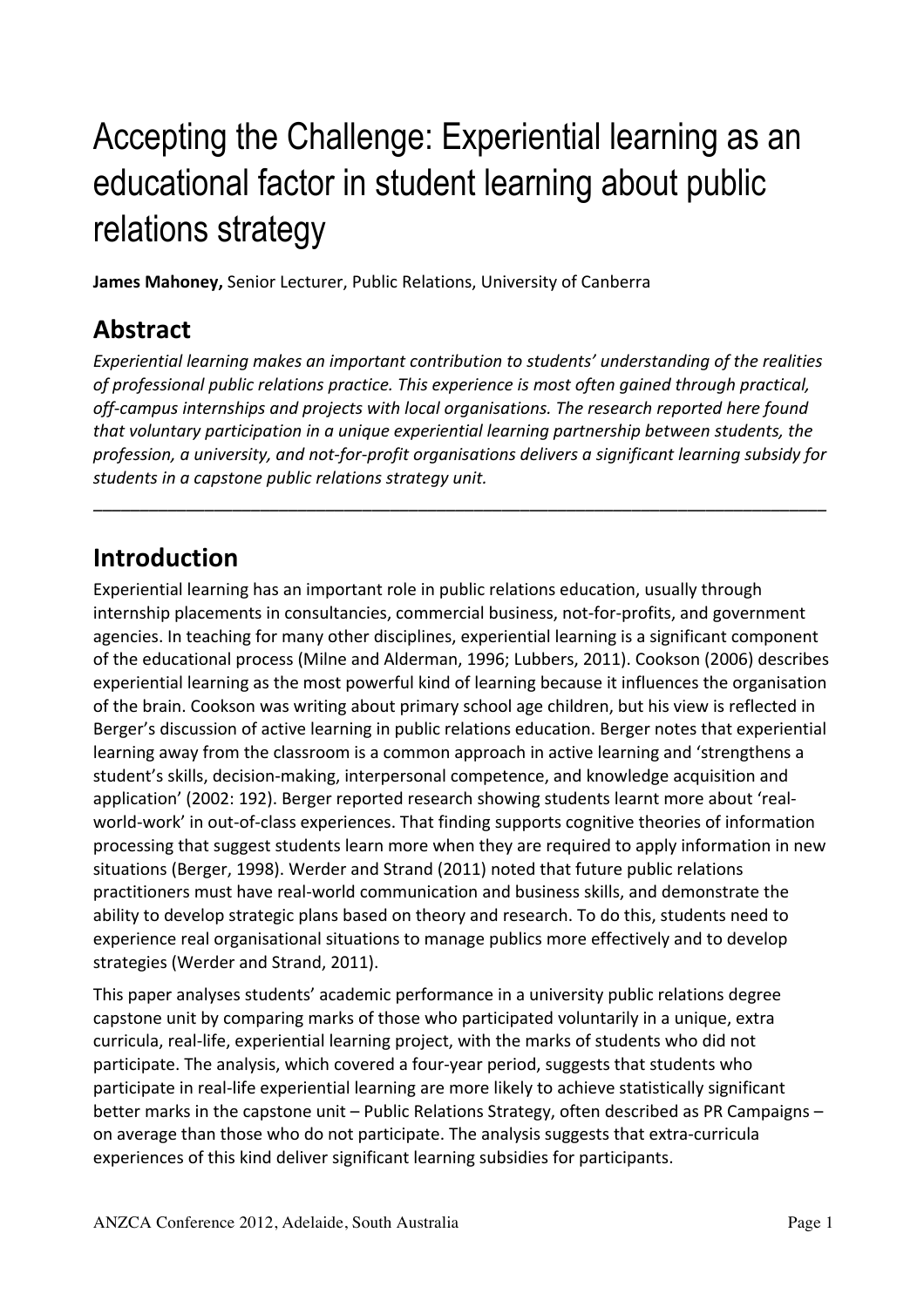# Accepting the Challenge: Experiential learning as an educational factor in student learning about public relations strategy

**James Mahoney,** Senior Lecturer, Public Relations, University of Canberra

## Abstract

*Experiential learning makes an important contribution to students' understanding of the realities of professional public relations practice. This experience is most often gained through practical, off-campus internships and projects with local organisations. The research reported here found that voluntary participation in a unique experiential learning partnership between students, the profession, a university, and not-for-profit organisations delivers a significant learning subsidy for students in a capstone public relations strategy unit.*

---

## Introduction

Experiential learning has an important role in public relations education, usually through internship placements in consultancies, commercial business, not-for-profits, and government agencies. In teaching for many other disciplines, experiential learning is a significant component of the educational process (Milne and Alderman, 1996; Lubbers, 2011). Cookson (2006) describes experiential learning as the most powerful kind of learning because it influences the organisation of the brain. Cookson was writing about primary school age children, but his view is reflected in Berger's discussion of active learning in public relations education. Berger notes that experiential learning away from the classroom is a common approach in active learning and 'strengthens a student's skills, decision-making, interpersonal competence, and knowledge acquisition and application' (2002: 192). Berger reported research showing students learnt more about 'real-world-work' in out-of-class experiences. That finding supports cognitive theories of information processing that suggest students learn more when they are required to apply information in new situations (Berger, 1998). Werder and Strand (2011) noted that future public relations practitioners must have real-world communication and business skills, and demonstrate the ability to develop strategic plans based on theory and research. To do this, students need to experience real organisational situations to manage publics more effectively and to develop strategies (Werder and Strand, 2011).

This paper analyses students' academic performance in a university public relations degree capstone unit by comparing marks of those who participated voluntarily in a unique, extra curricula, real-life, experiential learning project, with the marks of students who did not participate. The analysis, which covered a four-year period, suggests that students who participate in real-life experiential learning are more likely to achieve statistically significant better marks in the capstone unit – Public Relations Strategy, often described as PR Campaigns – on average than those who do not participate. The analysis suggests that extra-curricula experiences of this kind deliver significant learning subsidies for participants.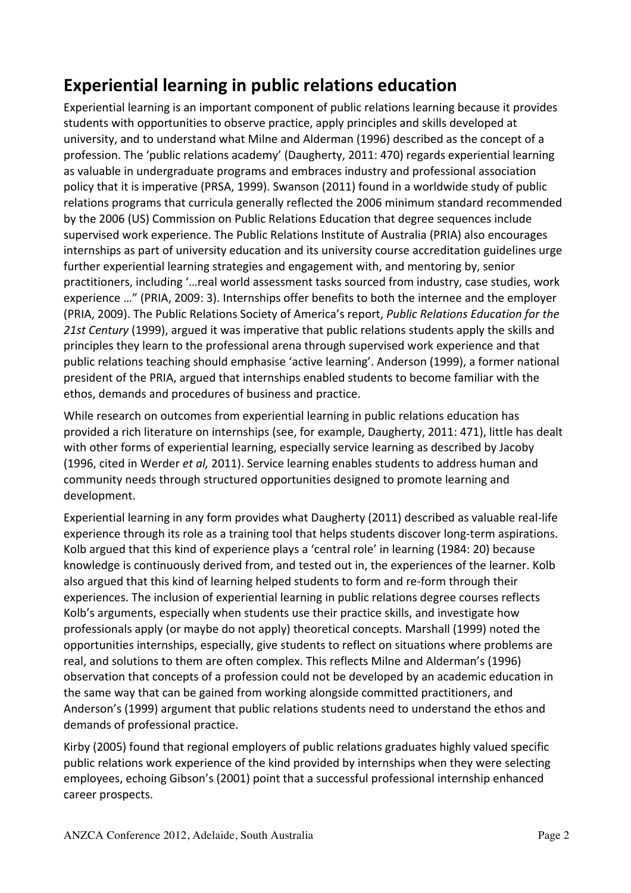## Experiential learning in public relations education

Experiential learning is an important component of public relations learning because it provides students with opportunities to observe practice, apply principles and skills developed at university, and to understand what Milne and Alderman (1996) described as the concept of a profession. The 'public relations academy' (Daugherty, 2011: 470) regards experiential learning as valuable in undergraduate programs and embraces industry and professional association policy that it is imperative (PRSA, 1999). Swanson (2011) found in a worldwide study of public relations programs that curricula generally reflected the 2006 minimum standard recommended by the 2006 (US) Commission on Public Relations Education that degree sequences include supervised work experience. The Public Relations Institute of Australia (PRIA) also encourages internships as part of university education and its university course accreditation guidelines urge further experiential learning strategies and engagement with, and mentoring by, senior practitioners, including '…real world assessment tasks sourced from industry, case studies, work experience …" (PRIA, 2009: 3). Internships offer benefits to both the internee and the employer (PRIA, 2009). The Public Relations Society of America's report, *Public Relations Education for the 21st Century* (1999), argued it was imperative that public relations students apply the skills and principles they learn to the professional arena through supervised work experience and that public relations teaching should emphasise 'active learning'. Anderson (1999), a former national president of the PRIA, argued that internships enabled students to become familiar with the ethos, demands and procedures of business and practice.

While research on outcomes from experiential learning in public relations education has provided a rich literature on internships (see, for example, Daugherty, 2011: 471), little has dealt with other forms of experiential learning, especially service learning as described by Jacoby (1996, cited in Werder *et al,* 2011). Service learning enables students to address human and community needs through structured opportunities designed to promote learning and development.

Experiential learning in any form provides what Daugherty (2011) described as valuable real-life experience through its role as a training tool that helps students discover long-term aspirations. Kolb argued that this kind of experience plays a 'central role' in learning (1984: 20) because knowledge is continuously derived from, and tested out in, the experiences of the learner. Kolb also argued that this kind of learning helped students to form and re-form through their experiences. The inclusion of experiential learning in public relations degree courses reflects Kolb's arguments, especially when students use their practice skills, and investigate how professionals apply (or maybe do not apply) theoretical concepts. Marshall (1999) noted the opportunities internships, especially, give students to reflect on situations where problems are real, and solutions to them are often complex. This reflects Milne and Alderman's (1996) observation that concepts of a profession could not be developed by an academic education in the same way that can be gained from working alongside committed practitioners, and Anderson's (1999) argument that public relations students need to understand the ethos and demands of professional practice.

Kirby (2005) found that regional employers of public relations graduates highly valued specific public relations work experience of the kind provided by internships when they were selecting employees, echoing Gibson's (2001) point that a successful professional internship enhanced career prospects.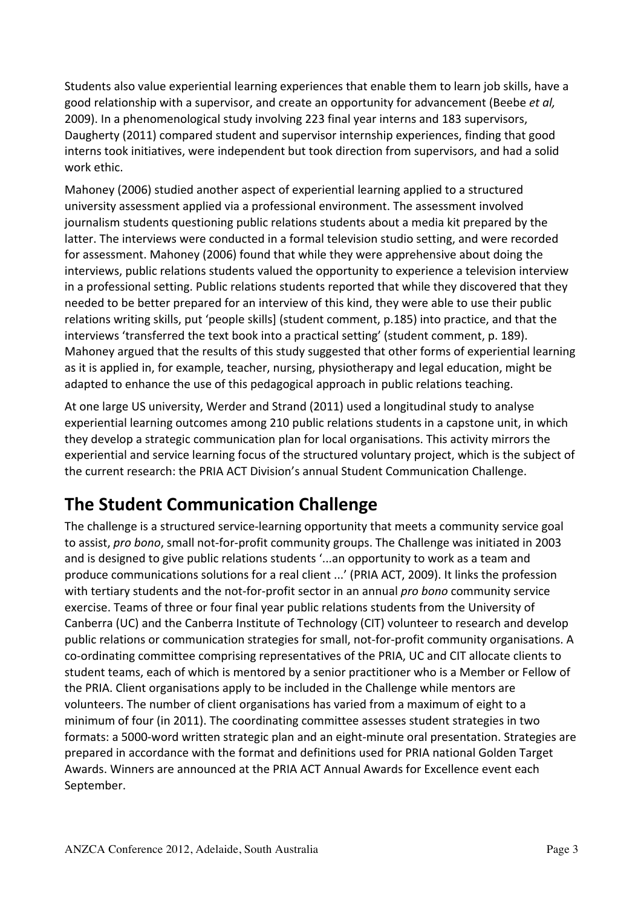Students also value experiential learning experiences that enable them to learn job skills, have a good relationship with a supervisor, and create an opportunity for advancement (Beebe *et al*, 2009). In a phenomenological study involving 223 final year interns and 183 supervisors, Daugherty (2011) compared student and supervisor internship experiences, finding that good interns took initiatives, were independent but took direction from supervisors, and had a solid work ethic.

Mahoney (2006) studied another aspect of experiential learning applied to a structured university assessment applied via a professional environment. The assessment involved journalism students questioning public relations students about a media kit prepared by the latter. The interviews were conducted in a formal television studio setting, and were recorded for assessment. Mahoney (2006) found that while they were apprehensive about doing the interviews, public relations students valued the opportunity to experience a television interview in a professional setting. Public relations students reported that while they discovered that they needed to be better prepared for an interview of this kind, they were able to use their public relations writing skills, put 'people skills] (student comment, p.185) into practice, and that the interviews 'transferred the text book into a practical setting' (student comment, p. 189). Mahoney argued that the results of this study suggested that other forms of experiential learning as it is applied in, for example, teacher, nursing, physiotherapy and legal education, might be adapted to enhance the use of this pedagogical approach in public relations teaching.

At one large US university, Werder and Strand (2011) used a longitudinal study to analyse experiential learning outcomes among 210 public relations students in a capstone unit, in which they develop a strategic communication plan for local organisations. This activity mirrors the experiential and service learning focus of the structured voluntary project, which is the subject of the current research: the PRIA ACT Division's annual Student Communication Challenge.

## The Student Communication Challenge

The challenge is a structured service-learning opportunity that meets a community service goal to assist, *pro bono*, small not-for-profit community groups. The Challenge was initiated in 2003 and is designed to give public relations students '...an opportunity to work as a team and produce communications solutions for a real client ...' (PRIA ACT, 2009). It links the profession with tertiary students and the not-for-profit sector in an annual *pro bono* community service exercise. Teams of three or four final year public relations students from the University of Canberra (UC) and the Canberra Institute of Technology (CIT) volunteer to research and develop public relations or communication strategies for small, not-for-profit community organisations. A co-ordinating committee comprising representatives of the PRIA, UC and CIT allocate clients to student teams, each of which is mentored by a senior practitioner who is a Member or Fellow of the PRIA. Client organisations apply to be included in the Challenge while mentors are volunteers. The number of client organisations has varied from a maximum of eight to a minimum of four (in 2011). The coordinating committee assesses student strategies in two formats: a 5000-word written strategic plan and an eight-minute oral presentation. Strategies are prepared in accordance with the format and definitions used for PRIA national Golden Target Awards. Winners are announced at the PRIA ACT Annual Awards for Excellence event each September.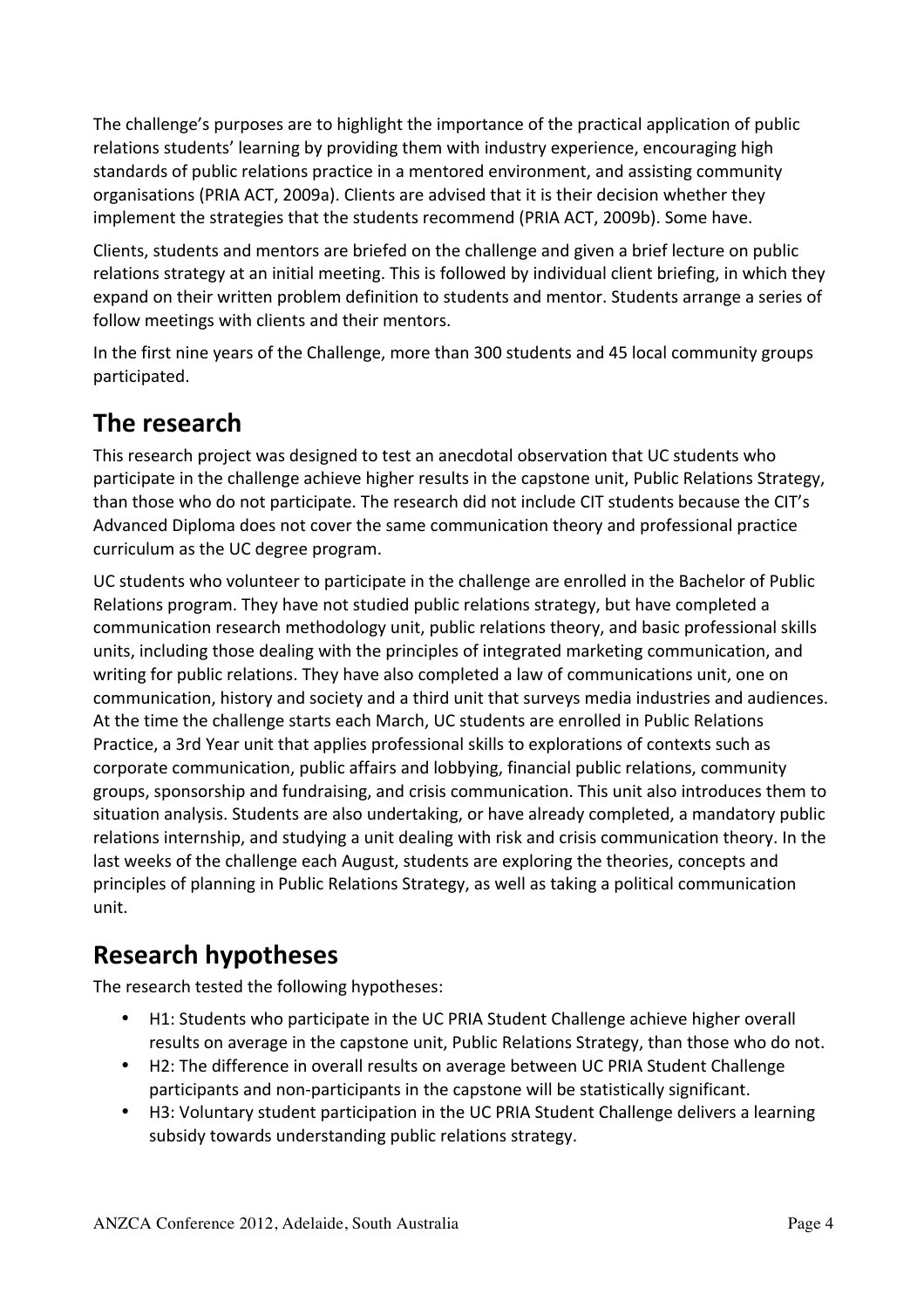The challenge's purposes are to highlight the importance of the practical application of public relations students' learning by providing them with industry experience, encouraging high standards of public relations practice in a mentored environment, and assisting community organisations (PRIA ACT, 2009a). Clients are advised that it is their decision whether they implement the strategies that the students recommend (PRIA ACT, 2009b). Some have.

Clients, students and mentors are briefed on the challenge and given a brief lecture on public relations strategy at an initial meeting. This is followed by individual client briefing, in which they expand on their written problem definition to students and mentor. Students arrange a series of follow meetings with clients and their mentors.

In the first nine years of the Challenge, more than 300 students and 45 local community groups participated.

## The research

This research project was designed to test an anecdotal observation that UC students who participate in the challenge achieve higher results in the capstone unit, Public Relations Strategy, than those who do not participate. The research did not include CIT students because the CIT's Advanced Diploma does not cover the same communication theory and professional practice curriculum as the UC degree program.

UC students who volunteer to participate in the challenge are enrolled in the Bachelor of Public Relations program. They have not studied public relations strategy, but have completed a communication research methodology unit, public relations theory, and basic professional skills units, including those dealing with the principles of integrated marketing communication, and writing for public relations. They have also completed a law of communications unit, one on communication, history and society and a third unit that surveys media industries and audiences. At the time the challenge starts each March, UC students are enrolled in Public Relations Practice, a 3rd Year unit that applies professional skills to explorations of contexts such as corporate communication, public affairs and lobbying, financial public relations, community groups, sponsorship and fundraising, and crisis communication. This unit also introduces them to situation analysis. Students are also undertaking, or have already completed, a mandatory public relations internship, and studying a unit dealing with risk and crisis communication theory. In the last weeks of the challenge each August, students are exploring the theories, concepts and principles of planning in Public Relations Strategy, as well as taking a political communication unit.

## Research hypotheses

The research tested the following hypotheses:

- H1: Students who participate in the UC PRIA Student Challenge achieve higher overall results on average in the capstone unit, Public Relations Strategy, than those who do not.
- H2: The difference in overall results on average between UC PRIA Student Challenge participants and non-participants in the capstone will be statistically significant.
- H3: Voluntary student participation in the UC PRIA Student Challenge delivers a learning subsidy towards understanding public relations strategy.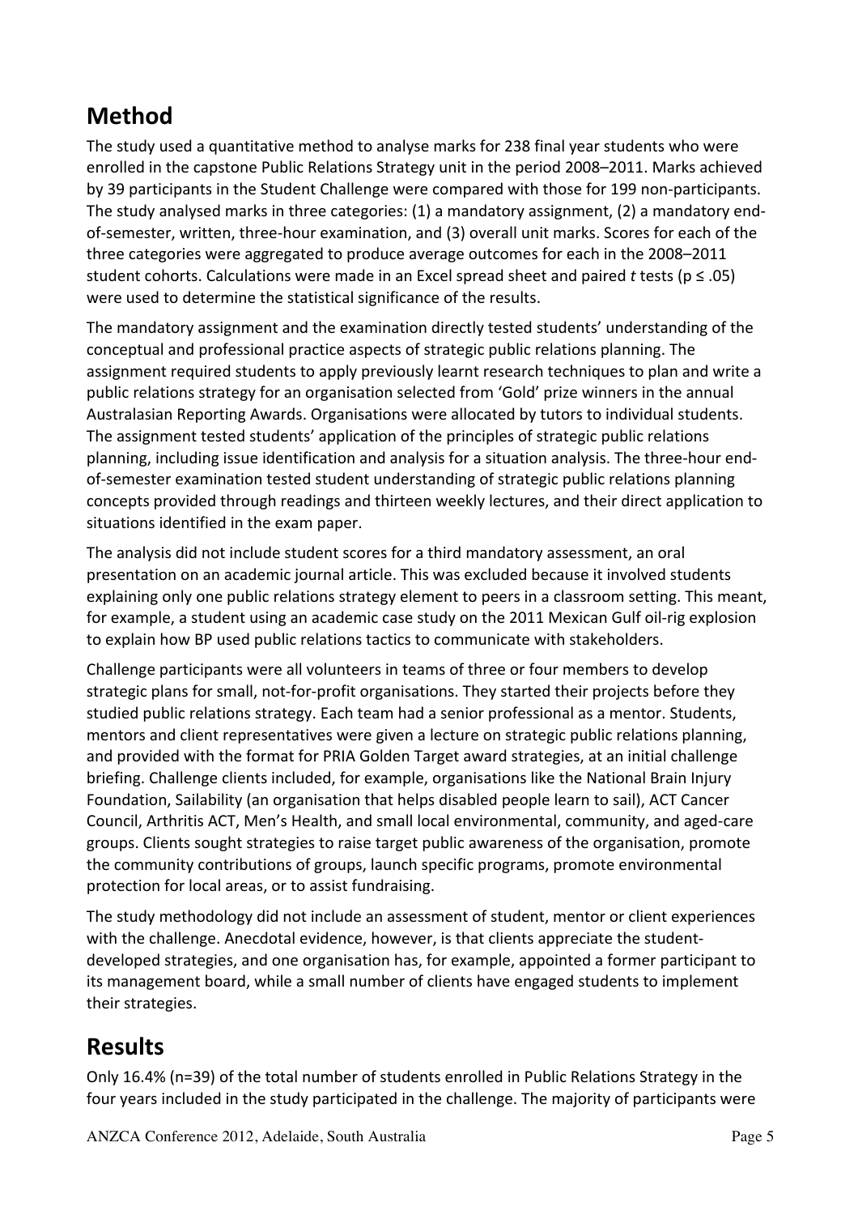## Method

The study used a quantitative method to analyse marks for 238 final year students who were enrolled in the capstone Public Relations Strategy unit in the period 2008–2011. Marks achieved by 39 participants in the Student Challenge were compared with those for 199 non-participants. The study analysed marks in three categories: (1) a mandatory assignment, (2) a mandatory end-of-semester, written, three-hour examination, and (3) overall unit marks. Scores for each of the three categories were aggregated to produce average outcomes for each in the 2008–2011 student cohorts. Calculations were made in an Excel spread sheet and paired *t* tests ($p \leq .05$) were used to determine the statistical significance of the results.

The mandatory assignment and the examination directly tested students' understanding of the conceptual and professional practice aspects of strategic public relations planning. The assignment required students to apply previously learnt research techniques to plan and write a public relations strategy for an organisation selected from 'Gold' prize winners in the annual Australasian Reporting Awards. Organisations were allocated by tutors to individual students. The assignment tested students' application of the principles of strategic public relations planning, including issue identification and analysis for a situation analysis. The three-hour end-of-semester examination tested student understanding of strategic public relations planning concepts provided through readings and thirteen weekly lectures, and their direct application to situations identified in the exam paper.

The analysis did not include student scores for a third mandatory assessment, an oral presentation on an academic journal article. This was excluded because it involved students explaining only one public relations strategy element to peers in a classroom setting. This meant, for example, a student using an academic case study on the 2011 Mexican Gulf oil-rig explosion to explain how BP used public relations tactics to communicate with stakeholders.

Challenge participants were all volunteers in teams of three or four members to develop strategic plans for small, not-for-profit organisations. They started their projects before they studied public relations strategy. Each team had a senior professional as a mentor. Students, mentors and client representatives were given a lecture on strategic public relations planning, and provided with the format for PRIA Golden Target award strategies, at an initial challenge briefing. Challenge clients included, for example, organisations like the National Brain Injury Foundation, Sailability (an organisation that helps disabled people learn to sail), ACT Cancer Council, Arthritis ACT, Men's Health, and small local environmental, community, and aged-care groups. Clients sought strategies to raise target public awareness of the organisation, promote the community contributions of groups, launch specific programs, promote environmental protection for local areas, or to assist fundraising.

The study methodology did not include an assessment of student, mentor or client experiences with the challenge. Anecdotal evidence, however, is that clients appreciate the student-developed strategies, and one organisation has, for example, appointed a former participant to its management board, while a small number of clients have engaged students to implement their strategies.

## Results

Only 16.4% (n=39) of the total number of students enrolled in Public Relations Strategy in the four years included in the study participated in the challenge. The majority of participants were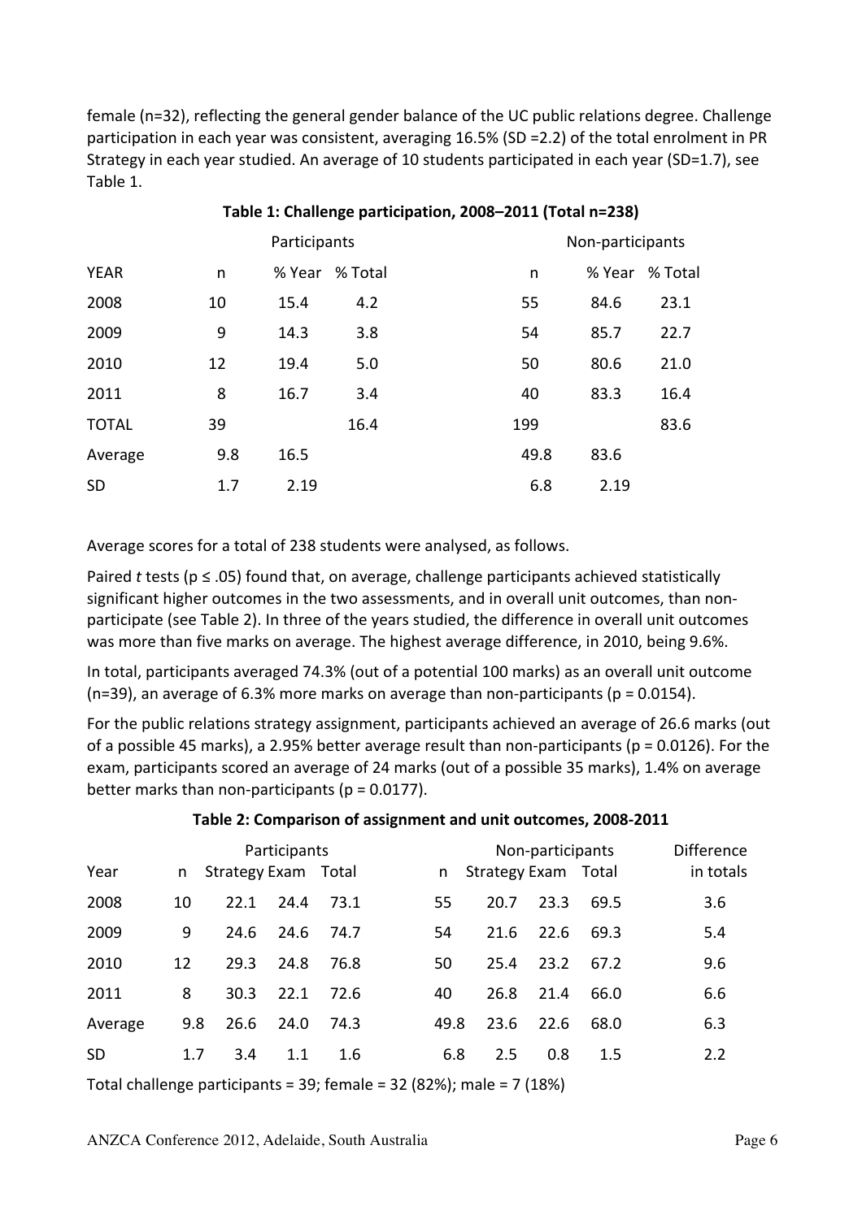female (n=32), reflecting the general gender balance of the UC public relations degree. Challenge participation in each year was consistent, averaging 16.5% (SD =2.2) of the total enrolment in PR Strategy in each year studied. An average of 10 students participated in each year (SD=1.7), see Table 1.

**Table 1: Challenge participation, 2008–2011 (Total n=238)**

| | Participants | | | Non-participants | | |
|---|---|---|---|---|---|---|
| YEAR | n | % Year | % Total | n | % Year | % Total |
| 2008 | 10 | 15.4 | 4.2 | 55 | 84.6 | 23.1 |
| 2009 | 9 | 14.3 | 3.8 | 54 | 85.7 | 22.7 |
| 2010 | 12 | 19.4 | 5.0 | 50 | 80.6 | 21.0 |
| 2011 | 8 | 16.7 | 3.4 | 40 | 83.3 | 16.4 |
| TOTAL | 39 | | 16.4 | 199 | | 83.6 |
| Average | 9.8 | 16.5 | | 49.8 | 83.6 | |
| SD | 1.7 | 2.19 | | 6.8 | 2.19 | |

Average scores for a total of 238 students were analysed, as follows.

Paired *t* tests ($p \leq .05$) found that, on average, challenge participants achieved statistically significant higher outcomes in the two assessments, and in overall unit outcomes, than non-participate (see Table 2). In three of the years studied, the difference in overall unit outcomes was more than five marks on average. The highest average difference, in 2010, being 9.6%.

In total, participants averaged 74.3% (out of a potential 100 marks) as an overall unit outcome (n=39), an average of 6.3% more marks on average than non-participants ($p = 0.0154$).

For the public relations strategy assignment, participants achieved an average of 26.6 marks (out of a possible 45 marks), a 2.95% better average result than non-participants ($p = 0.0126$). For the exam, participants scored an average of 24 marks (out of a possible 35 marks), 1.4% on average better marks than non-participants ($p = 0.0177$).

**Table 2: Comparison of assignment and unit outcomes, 2008-2011**

| | Participants | | | | Non-participants | | | | Difference |
|---|---|---|---|---|---|---|---|---|---|
| Year | n | Strategy | Exam | Total | n | Strategy | Exam | Total | in totals |
| 2008 | 10 | 22.1 | 24.4 | 73.1 | 55 | 20.7 | 23.3 | 69.5 | 3.6 |
| 2009 | 9 | 24.6 | 24.6 | 74.7 | 54 | 21.6 | 22.6 | 69.3 | 5.4 |
| 2010 | 12 | 29.3 | 24.8 | 76.8 | 50 | 25.4 | 23.2 | 67.2 | 9.6 |
| 2011 | 8 | 30.3 | 22.1 | 72.6 | 40 | 26.8 | 21.4 | 66.0 | 6.6 |
| Average | 9.8 | 26.6 | 24.0 | 74.3 | 49.8 | 23.6 | 22.6 | 68.0 | 6.3 |
| SD | 1.7 | 3.4 | 1.1 | 1.6 | 6.8 | 2.5 | 0.8 | 1.5 | 2.2 |

Total challenge participants = 39; female = 32 (82%); male = 7 (18%)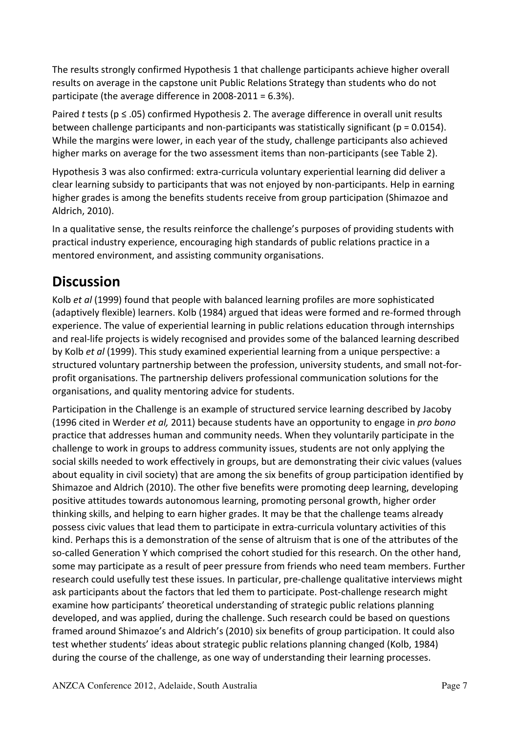The results strongly confirmed Hypothesis 1 that challenge participants achieve higher overall results on average in the capstone unit Public Relations Strategy than students who do not participate (the average difference in 2008-2011 = 6.3%).

Paired *t* tests ($p \leq .05$) confirmed Hypothesis 2. The average difference in overall unit results between challenge participants and non-participants was statistically significant ($p = 0.0154$). While the margins were lower, in each year of the study, challenge participants also achieved higher marks on average for the two assessment items than non-participants (see Table 2).

Hypothesis 3 was also confirmed: extra-curricula voluntary experiential learning did deliver a clear learning subsidy to participants that was not enjoyed by non-participants. Help in earning higher grades is among the benefits students receive from group participation (Shimazoe and Aldrich, 2010).

In a qualitative sense, the results reinforce the challenge's purposes of providing students with practical industry experience, encouraging high standards of public relations practice in a mentored environment, and assisting community organisations.

## Discussion

Kolb *et al* (1999) found that people with balanced learning profiles are more sophisticated (adaptively flexible) learners. Kolb (1984) argued that ideas were formed and re-formed through experience. The value of experiential learning in public relations education through internships and real-life projects is widely recognised and provides some of the balanced learning described by Kolb *et al* (1999). This study examined experiential learning from a unique perspective: a structured voluntary partnership between the profession, university students, and small not-for-profit organisations. The partnership delivers professional communication solutions for the organisations, and quality mentoring advice for students.

Participation in the Challenge is an example of structured service learning described by Jacoby (1996 cited in Werder *et al,* 2011) because students have an opportunity to engage in *pro bono* practice that addresses human and community needs. When they voluntarily participate in the challenge to work in groups to address community issues, students are not only applying the social skills needed to work effectively in groups, but are demonstrating their civic values (values about equality in civil society) that are among the six benefits of group participation identified by Shimazoe and Aldrich (2010). The other five benefits were promoting deep learning, developing positive attitudes towards autonomous learning, promoting personal growth, higher order thinking skills, and helping to earn higher grades. It may be that the challenge teams already possess civic values that lead them to participate in extra-curricula voluntary activities of this kind. Perhaps this is a demonstration of the sense of altruism that is one of the attributes of the so-called Generation Y which comprised the cohort studied for this research. On the other hand, some may participate as a result of peer pressure from friends who need team members. Further research could usefully test these issues. In particular, pre-challenge qualitative interviews might ask participants about the factors that led them to participate. Post-challenge research might examine how participants' theoretical understanding of strategic public relations planning developed, and was applied, during the challenge. Such research could be based on questions framed around Shimazoe's and Aldrich's (2010) six benefits of group participation. It could also test whether students' ideas about strategic public relations planning changed (Kolb, 1984) during the course of the challenge, as one way of understanding their learning processes.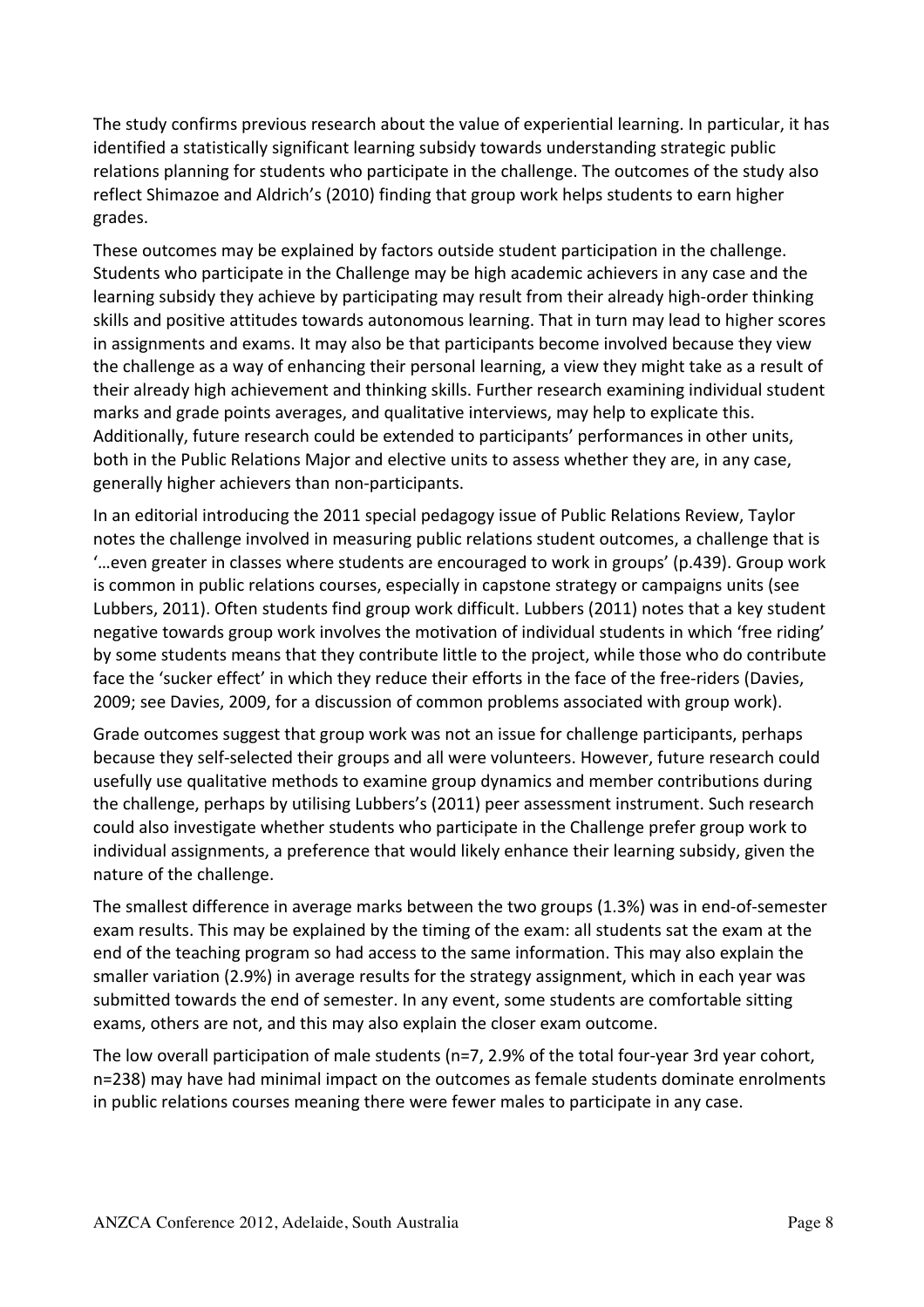The study confirms previous research about the value of experiential learning. In particular, it has identified a statistically significant learning subsidy towards understanding strategic public relations planning for students who participate in the challenge. The outcomes of the study also reflect Shimazoe and Aldrich's (2010) finding that group work helps students to earn higher grades.

These outcomes may be explained by factors outside student participation in the challenge. Students who participate in the Challenge may be high academic achievers in any case and the learning subsidy they achieve by participating may result from their already high-order thinking skills and positive attitudes towards autonomous learning. That in turn may lead to higher scores in assignments and exams. It may also be that participants become involved because they view the challenge as a way of enhancing their personal learning, a view they might take as a result of their already high achievement and thinking skills. Further research examining individual student marks and grade points averages, and qualitative interviews, may help to explicate this. Additionally, future research could be extended to participants' performances in other units, both in the Public Relations Major and elective units to assess whether they are, in any case, generally higher achievers than non-participants.

In an editorial introducing the 2011 special pedagogy issue of Public Relations Review, Taylor notes the challenge involved in measuring public relations student outcomes, a challenge that is '…even greater in classes where students are encouraged to work in groups' (p.439). Group work is common in public relations courses, especially in capstone strategy or campaigns units (see Lubbers, 2011). Often students find group work difficult. Lubbers (2011) notes that a key student negative towards group work involves the motivation of individual students in which 'free riding' by some students means that they contribute little to the project, while those who do contribute face the 'sucker effect' in which they reduce their efforts in the face of the free-riders (Davies, 2009; see Davies, 2009, for a discussion of common problems associated with group work).

Grade outcomes suggest that group work was not an issue for challenge participants, perhaps because they self-selected their groups and all were volunteers. However, future research could usefully use qualitative methods to examine group dynamics and member contributions during the challenge, perhaps by utilising Lubbers's (2011) peer assessment instrument. Such research could also investigate whether students who participate in the Challenge prefer group work to individual assignments, a preference that would likely enhance their learning subsidy, given the nature of the challenge.

The smallest difference in average marks between the two groups (1.3%) was in end-of-semester exam results. This may be explained by the timing of the exam: all students sat the exam at the end of the teaching program so had access to the same information. This may also explain the smaller variation (2.9%) in average results for the strategy assignment, which in each year was submitted towards the end of semester. In any event, some students are comfortable sitting exams, others are not, and this may also explain the closer exam outcome.

The low overall participation of male students (n=7, 2.9% of the total four-year 3rd year cohort, n=238) may have had minimal impact on the outcomes as female students dominate enrolments in public relations courses meaning there were fewer males to participate in any case.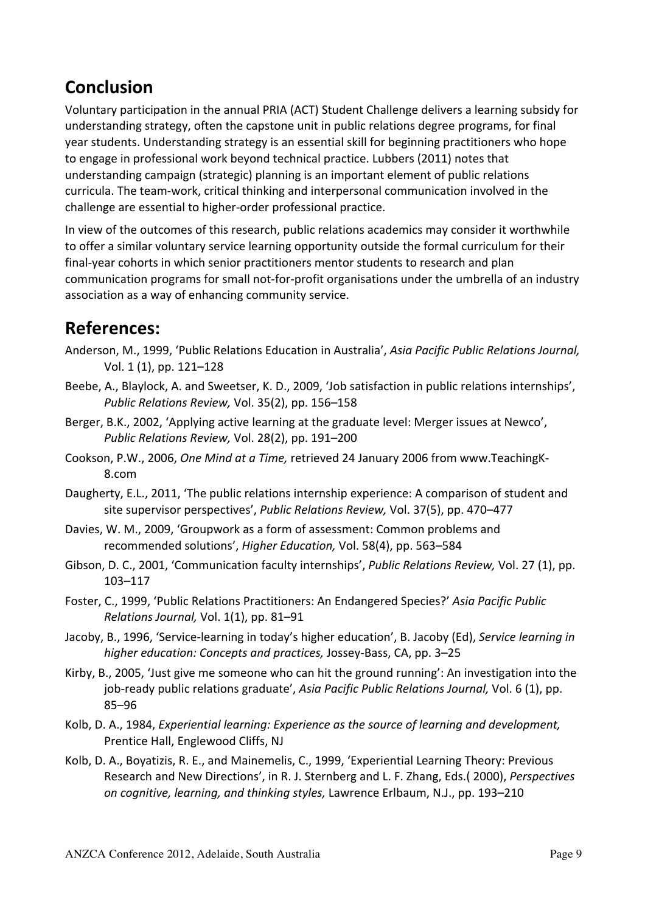## Conclusion

Voluntary participation in the annual PRIA (ACT) Student Challenge delivers a learning subsidy for understanding strategy, often the capstone unit in public relations degree programs, for final year students. Understanding strategy is an essential skill for beginning practitioners who hope to engage in professional work beyond technical practice. Lubbers (2011) notes that understanding campaign (strategic) planning is an important element of public relations curricula. The team-work, critical thinking and interpersonal communication involved in the challenge are essential to higher-order professional practice.

In view of the outcomes of this research, public relations academics may consider it worthwhile to offer a similar voluntary service learning opportunity outside the formal curriculum for their final-year cohorts in which senior practitioners mentor students to research and plan communication programs for small not-for-profit organisations under the umbrella of an industry association as a way of enhancing community service.

## References:

Anderson, M., 1999, 'Public Relations Education in Australia', *Asia Pacific Public Relations Journal,* Vol. 1 (1), pp. 121–128

Beebe, A., Blaylock, A. and Sweetser, K. D., 2009, 'Job satisfaction in public relations internships', *Public Relations Review,* Vol. 35(2), pp. 156–158

Berger, B.K., 2002, 'Applying active learning at the graduate level: Merger issues at Newco', *Public Relations Review,* Vol. 28(2), pp. 191–200

Cookson, P.W., 2006, *One Mind at a Time,* retrieved 24 January 2006 from www.TeachingK-8.com

Daugherty, E.L., 2011, 'The public relations internship experience: A comparison of student and site supervisor perspectives', *Public Relations Review,* Vol. 37(5), pp. 470–477

Davies, W. M., 2009, 'Groupwork as a form of assessment: Common problems and recommended solutions', *Higher Education,* Vol. 58(4), pp. 563–584

Gibson, D. C., 2001, 'Communication faculty internships', *Public Relations Review,* Vol. 27 (1), pp. 103–117

Foster, C., 1999, 'Public Relations Practitioners: An Endangered Species?' *Asia Pacific Public Relations Journal,* Vol. 1(1), pp. 81–91

Jacoby, B., 1996, 'Service-learning in today's higher education', B. Jacoby (Ed), *Service learning in higher education: Concepts and practices,* Jossey-Bass, CA, pp. 3–25

Kirby, B., 2005, 'Just give me someone who can hit the ground running': An investigation into the job-ready public relations graduate', *Asia Pacific Public Relations Journal,* Vol. 6 (1), pp. 85–96

Kolb, D. A., 1984, *Experiential learning: Experience as the source of learning and development,* Prentice Hall, Englewood Cliffs, NJ

Kolb, D. A., Boyatizis, R. E., and Mainemelis, C., 1999, 'Experiential Learning Theory: Previous Research and New Directions', in R. J. Sternberg and L. F. Zhang, Eds.( 2000), *Perspectives on cognitive, learning, and thinking styles,* Lawrence Erlbaum, N.J., pp. 193–210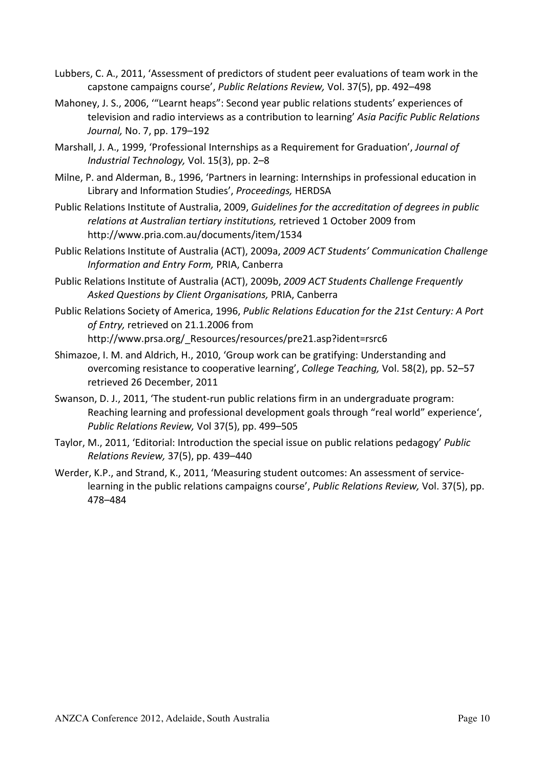Lubbers, C. A., 2011, 'Assessment of predictors of student peer evaluations of team work in the capstone campaigns course', *Public Relations Review,* Vol. 37(5), pp. 492–498

Mahoney, J. S., 2006, '"Learnt heaps": Second year public relations students' experiences of television and radio interviews as a contribution to learning' *Asia Pacific Public Relations Journal,* No. 7, pp. 179–192

Marshall, J. A., 1999, 'Professional Internships as a Requirement for Graduation', *Journal of Industrial Technology,* Vol. 15(3), pp. 2–8

Milne, P. and Alderman, B., 1996, 'Partners in learning: Internships in professional education in Library and Information Studies', *Proceedings,* HERDSA

Public Relations Institute of Australia, 2009, *Guidelines for the accreditation of degrees in public relations at Australian tertiary institutions,* retrieved 1 October 2009 from http://www.pria.com.au/documents/item/1534

Public Relations Institute of Australia (ACT), 2009a, *2009 ACT Students' Communication Challenge Information and Entry Form,* PRIA, Canberra

Public Relations Institute of Australia (ACT), 2009b, *2009 ACT Students Challenge Frequently Asked Questions by Client Organisations,* PRIA, Canberra

Public Relations Society of America, 1996, *Public Relations Education for the 21st Century: A Port of Entry,* retrieved on 21.1.2006 from http://www.prsa.org/_Resources/resources/pre21.asp?ident=rsrc6

Shimazoe, I. M. and Aldrich, H., 2010, 'Group work can be gratifying: Understanding and overcoming resistance to cooperative learning', *College Teaching,* Vol. 58(2), pp. 52–57 retrieved 26 December, 2011

Swanson, D. J., 2011, 'The student-run public relations firm in an undergraduate program: Reaching learning and professional development goals through "real world" experience', *Public Relations Review,* Vol 37(5), pp. 499–505

Taylor, M., 2011, 'Editorial: Introduction the special issue on public relations pedagogy' *Public Relations Review,* 37(5), pp. 439–440

Werder, K.P., and Strand, K., 2011, 'Measuring student outcomes: An assessment of service-learning in the public relations campaigns course', *Public Relations Review,* Vol. 37(5), pp. 478–484